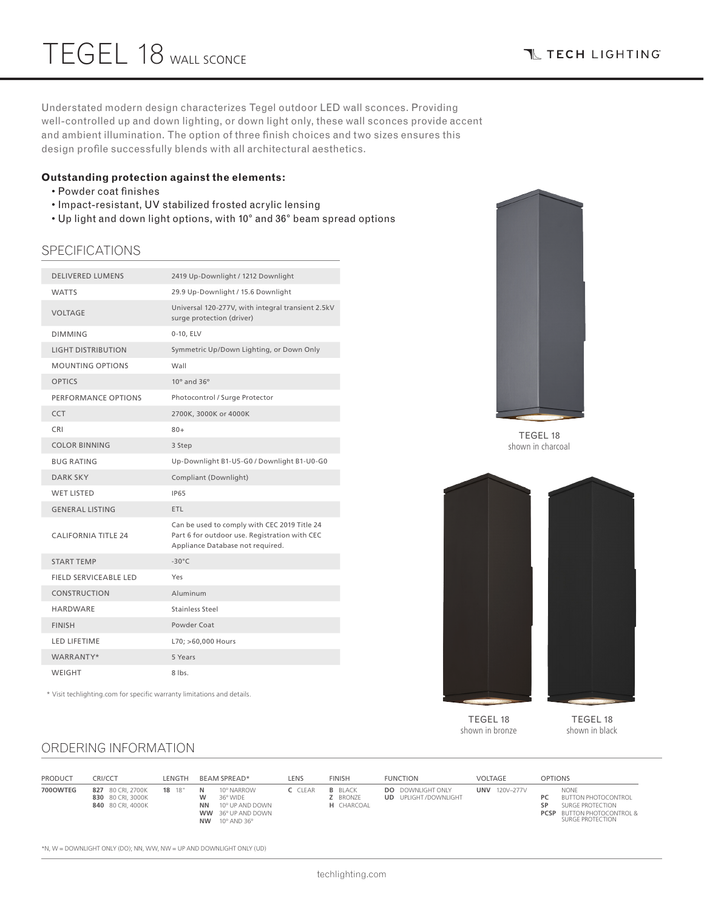# TEGEL 18 WALL SCONCE

TECH LIGHTING

Understated modern design characterizes Tegel outdoor LED wall sconces. Providing well-controlled up and down lighting, or down light only, these wall sconces provide accent and ambient illumination. The option of three finish choices and two sizes ensures this design profile successfully blends with all architectural aesthetics.

**Outstanding protection against the elements:**

- Powder coat finishes
- Impact-resistant, UV stabilized frosted acrylic lensing
- Up light and down light options, with 10° and 36° beam spread options

## SPECIFICATIONS

| | |
|---|---|
| DELIVERED LUMENS | 2419 Up-Downlight / 1212 Downlight |
| WATTS | 29.9 Up-Downlight / 15.6 Downlight |
| VOLTAGE | Universal 120-277V, with integral transient 2.5kV surge protection (driver) |
| DIMMING | 0-10, ELV |
| LIGHT DISTRIBUTION | Symmetric Up/Down Lighting, or Down Only |
| MOUNTING OPTIONS | Wall |
| OPTICS | 10° and 36° |
| PERFORMANCE OPTIONS | Photocontrol / Surge Protector |
| CCT | 2700K, 3000K or 4000K |
| CRI | 80+ |
| COLOR BINNING | 3 Step |
| BUG RATING | Up-Downlight B1-U5-G0 / Downlight B1-U0-G0 |
| DARK SKY | Compliant (Downlight) |
| WET LISTED | IP65 |
| GENERAL LISTING | ETL |
| CALIFORNIA TITLE 24 | Can be used to comply with CEC 2019 Title 24 Part 6 for outdoor use. Registration with CEC Appliance Database not required. |
| START TEMP | -30°C |
| FIELD SERVICEABLE LED | Yes |
| CONSTRUCTION | Aluminum |
| HARDWARE | Stainless Steel |
| FINISH | Powder Coat |
| LED LIFETIME | L70; >60,000 Hours |
| WARRANTY* | 5 Years |
| WEIGHT | 8 lbs. |

\* Visit techlighting.com for specific warranty limitations and details.

TEGEL 18
shown in charcoal

TEGEL 18
shown in bronze

TEGEL 18
shown in black

## ORDERING INFORMATION

| PRODUCT | CRI/CCT | LENGTH | BEAM SPREAD* | LENS | FINISH | FUNCTION | VOLTAGE | OPTIONS |
|---|---|---|---|---|---|---|---|---|
| **700OWTEG** | **827** 80 CRI, 2700K<br>**830** 80 CRI, 3000K<br>**840** 80 CRI, 4000K | **18** 18" | **N** 10° NARROW<br>**W** 36° WIDE<br>**NN** 10° UP AND DOWN<br>**WW** 36° UP AND DOWN<br>**NW** 10° AND 36° | **C** CLEAR | **B** BLACK<br>**Z** BRONZE<br>**H** CHARCOAL | **DO** DOWNLIGHT ONLY<br>**UD** UPLIGHT /DOWNLIGHT | **UNV** 120V–277V | NONE<br>**PC** BUTTON PHOTOCONTROL<br>**SP** SURGE PROTECTION<br>**PCSP** BUTTON PHOTOCONTROL & SURGE PROTECTION |

*N, W = DOWNLIGHT ONLY (DO); NN, WW, NW = UP AND DOWNLIGHT ONLY (UD)

techlighting.com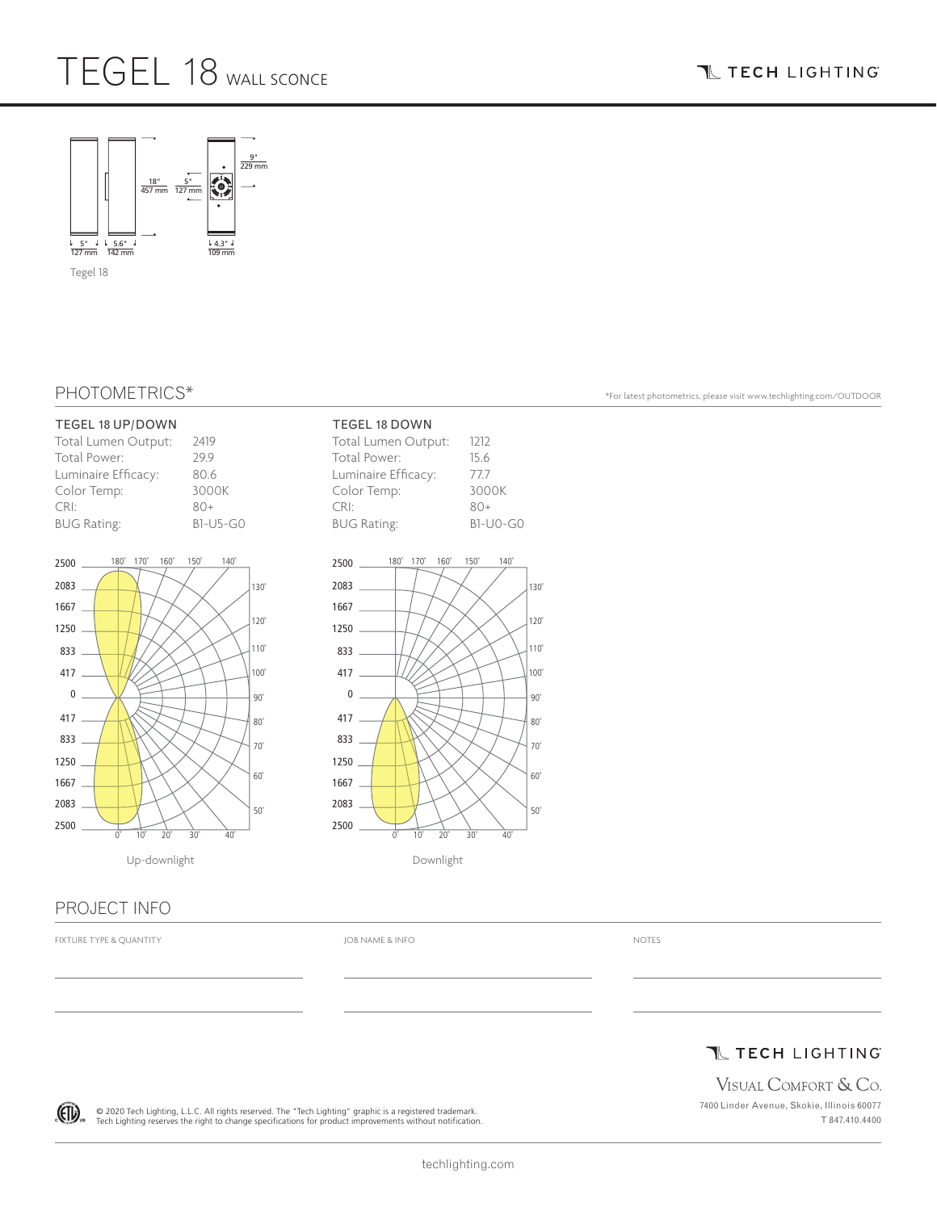# TEGEL 18 WALL SCONCE

TECH LIGHTING

9"
229 mm

18"
457 mm

5"
127 mm

5"
127 mm

5.6"
142 mm

4.3"
109 mm

Tegel 18

## PHOTOMETRICS*

*For latest photometrics, please visit www.techlighting.com/OUTDOOR

### TEGEL 18 UP/DOWN

| | |
|---|---|
| Total Lumen Output: | 2419 |
| Total Power: | 29.9 |
| Luminaire Efficacy: | 80.6 |
| Color Temp: | 3000K |
| CRI: | 80+ |
| BUG Rating: | B1-U5-G0 |

2500
2083
1667
1250
833
417
0
417
833
1250
1667
2083
2500

180° 170° 160° 150° 140° 130° 120° 110° 100° 90° 80° 70° 60° 50° 40° 30° 20° 10° 0°

Up-downlight

### TEGEL 18 DOWN

| | |
|---|---|
| Total Lumen Output: | 1212 |
| Total Power: | 15.6 |
| Luminaire Efficacy: | 77.7 |
| Color Temp: | 3000K |
| CRI: | 80+ |
| BUG Rating: | B1-U0-G0 |

2500
2083
1667
1250
833
417
0
417
833
1250
1667
2083
2500

180° 170° 160° 150° 140° 130° 120° 110° 100° 90° 80° 70° 60° 50° 40° 30° 20° 10° 0°

Downlight

## PROJECT INFO

FIXTURE TYPE & QUANTITY

JOB NAME & INFO

NOTES

TECH LIGHTING

VISUAL COMFORT & CO.

7400 Linder Avenue, Skokie, Illinois 60077
T 847.410.4400

© 2020 Tech Lighting, L.L.C. All rights reserved. The "Tech Lighting" graphic is a registered trademark.
Tech Lighting reserves the right to change specifications for product improvements without notification.

techlighting.com